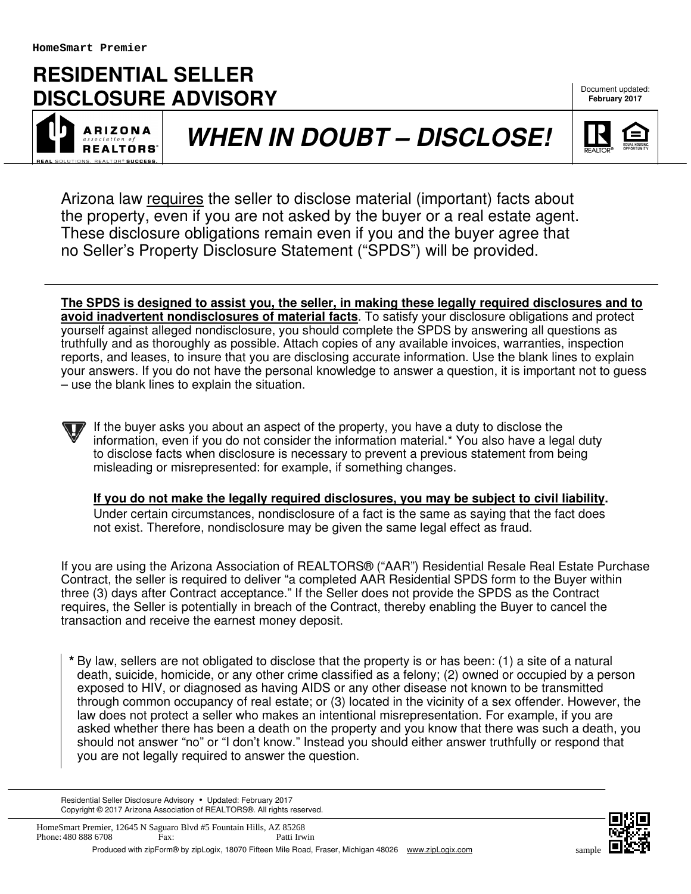# RESIDENTIAL SELLER DISCLOSURE ADVISORY

Document updated: **February 2017**

## *WHEN IN DOUBT – DISCLOSE!*

Arizona law requires the seller to disclose material (important) facts about the property, even if you are not asked by the buyer or a real estate agent. These disclosure obligations remain even if you and the buyer agree that no Seller's Property Disclosure Statement ("SPDS") will be provided.

---

**The SPDS is designed to assist you, the seller, in making these legally required disclosures and to avoid inadvertent nondisclosures of material facts**. To satisfy your disclosure obligations and protect yourself against alleged nondisclosure, you should complete the SPDS by answering all questions as truthfully and as thoroughly as possible. Attach copies of any available invoices, warranties, inspection reports, and leases, to insure that you are disclosing accurate information. Use the blank lines to explain your answers. If you do not have the personal knowledge to answer a question, it is important not to guess – use the blank lines to explain the situation.

If the buyer asks you about an aspect of the property, you have a duty to disclose the information, even if you do not consider the information material.* You also have a legal duty to disclose facts when disclosure is necessary to prevent a previous statement from being misleading or misrepresented: for example, if something changes.

**If you do not make the legally required disclosures, you may be subject to civil liability.** Under certain circumstances, nondisclosure of a fact is the same as saying that the fact does not exist. Therefore, nondisclosure may be given the same legal effect as fraud.

If you are using the Arizona Association of REALTORS® ("AAR") Residential Resale Real Estate Purchase Contract, the seller is required to deliver "a completed AAR Residential SPDS form to the Buyer within three (3) days after Contract acceptance." If the Seller does not provide the SPDS as the Contract requires, the Seller is potentially in breach of the Contract, thereby enabling the Buyer to cancel the transaction and receive the earnest money deposit.

**\*** By law, sellers are not obligated to disclose that the property is or has been: (1) a site of a natural death, suicide, homicide, or any other crime classified as a felony; (2) owned or occupied by a person exposed to HIV, or diagnosed as having AIDS or any other disease not known to be transmitted through common occupancy of real estate; or (3) located in the vicinity of a sex offender. However, the law does not protect a seller who makes an intentional misrepresentation. For example, if you are asked whether there has been a death on the property and you know that there was such a death, you should not answer "no" or "I don't know." Instead you should either answer truthfully or respond that you are not legally required to answer the question.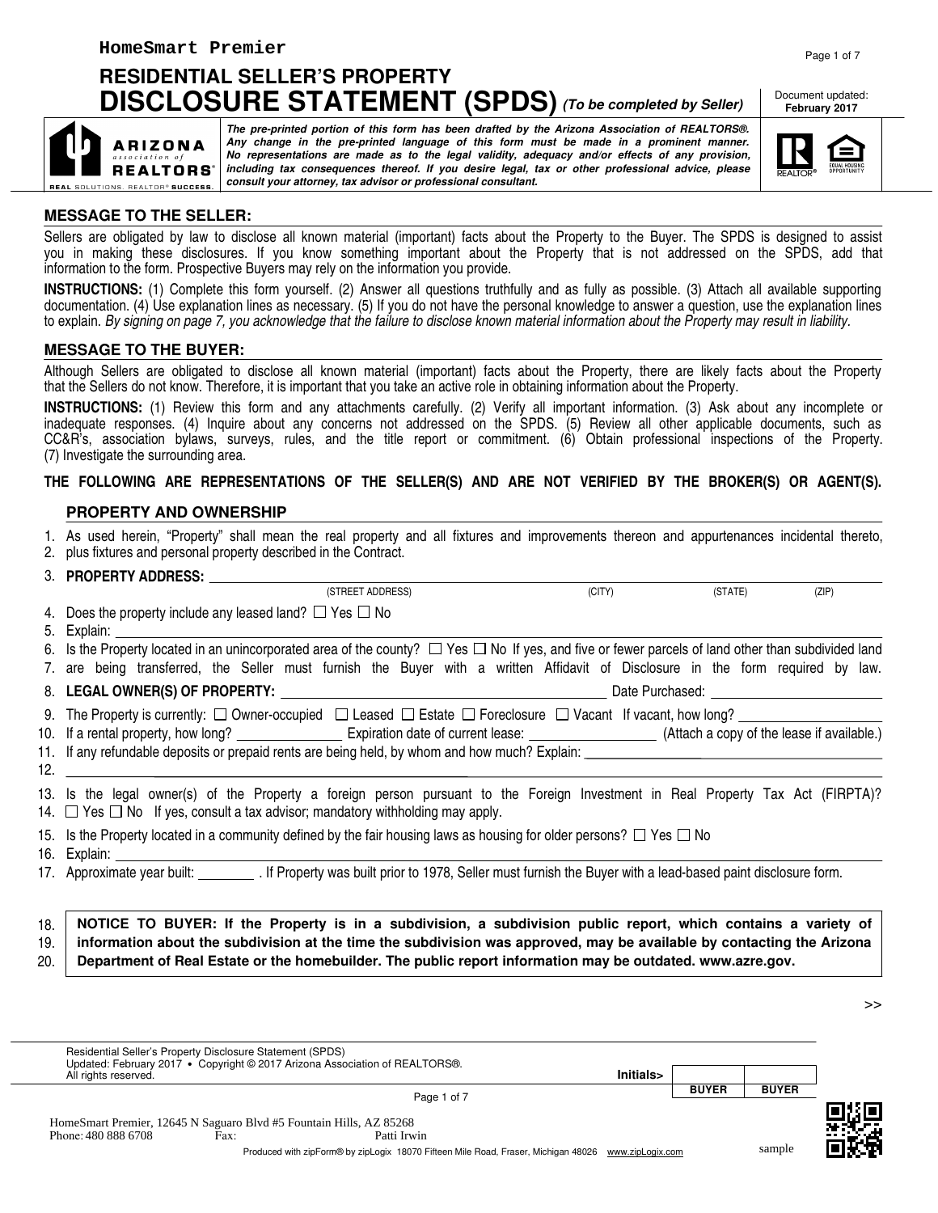# RESIDENTIAL SELLER'S PROPERTY DISCLOSURE STATEMENT (SPDS) *(To be completed by Seller)*

Document updated: **February 2017**

***The pre-printed portion of this form has been drafted by the Arizona Association of REALTORS®. Any change in the pre-printed language of this form must be made in a prominent manner. No representations are made as to the legal validity, adequacy and/or effects of any provision, including tax consequences thereof. If you desire legal, tax or other professional advice, please consult your attorney, tax advisor or professional consultant.***

## MESSAGE TO THE SELLER:

Sellers are obligated by law to disclose all known material (important) facts about the Property to the Buyer. The SPDS is designed to assist you in making these disclosures. If you know something important about the Property that is not addressed on the SPDS, add that information to the form. Prospective Buyers may rely on the information you provide.

**INSTRUCTIONS:** (1) Complete this form yourself. (2) Answer all questions truthfully and as fully as possible. (3) Attach all available supporting documentation. (4) Use explanation lines as necessary. (5) If you do not have the personal knowledge to answer a question, use the explanation lines to explain. *By signing on page 7, you acknowledge that the failure to disclose known material information about the Property may result in liability.*

## MESSAGE TO THE BUYER:

Although Sellers are obligated to disclose all known material (important) facts about the Property, there are likely facts about the Property that the Sellers do not know. Therefore, it is important that you take an active role in obtaining information about the Property.

**INSTRUCTIONS:** (1) Review this form and any attachments carefully. (2) Verify all important information. (3) Ask about any incomplete or inadequate responses. (4) Inquire about any concerns not addressed on the SPDS. (5) Review all other applicable documents, such as CC&R's, association bylaws, surveys, rules, and the title report or commitment. (6) Obtain professional inspections of the Property. (7) Investigate the surrounding area.

**THE FOLLOWING ARE REPRESENTATIONS OF THE SELLER(S) AND ARE NOT VERIFIED BY THE BROKER(S) OR AGENT(S).**

### PROPERTY AND OWNERSHIP

1. As used herein, "Property" shall mean the real property and all fixtures and improvements thereon and appurtenances incidental thereto,
2. plus fixtures and personal property described in the Contract.
3. **PROPERTY ADDRESS:** ______________________________ (STREET ADDRESS) ______ (CITY) ______ (STATE) ______ (ZIP)
4. Does the property include any leased land? ☐ Yes ☐ No
5. Explain: ______________________________
6. Is the Property located in an unincorporated area of the county? ☐ Yes ☐ No If yes, and five or fewer parcels of land other than subdivided land
7. are being transferred, the Seller must furnish the Buyer with a written Affidavit of Disclosure in the form required by law.
8. **LEGAL OWNER(S) OF PROPERTY:** ______________________________ Date Purchased: ______________
9. The Property is currently: ☐ Owner-occupied ☐ Leased ☐ Estate ☐ Foreclosure ☐ Vacant If vacant, how long? ______________
10. If a rental property, how long? ______________ Expiration date of current lease: ______________ (Attach a copy of the lease if available.)
11. If any refundable deposits or prepaid rents are being held, by whom and how much? Explain: ______________
12. ______________________________
13. Is the legal owner(s) of the Property a foreign person pursuant to the Foreign Investment in Real Property Tax Act (FIRPTA)?
14. ☐ Yes ☐ No If yes, consult a tax advisor; mandatory withholding may apply.
15. Is the Property located in a community defined by the fair housing laws as housing for older persons? ☐ Yes ☐ No
16. Explain: ______________________________
17. Approximate year built: ________ . If Property was built prior to 1978, Seller must furnish the Buyer with a lead-based paint disclosure form.

18. **NOTICE TO BUYER: If the Property is in a subdivision, a subdivision public report, which contains a variety of**
19. **information about the subdivision at the time the subdivision was approved, may be available by contacting the Arizona**
20. **Department of Real Estate or the homebuilder. The public report information may be outdated. www.azre.gov.**

>>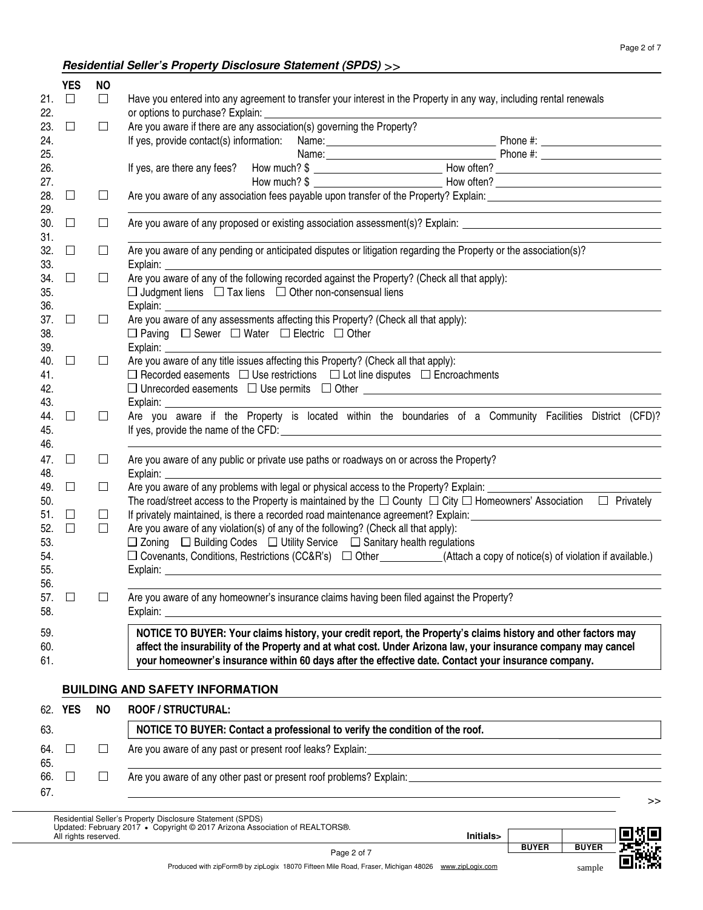## *Residential Seller's Property Disclosure Statement (SPDS) >>*

| | YES | NO | |
|---|---|---|---|
| 21. | ☐ | ☐ | Have you entered into any agreement to transfer your interest in the Property in any way, including rental renewals |
| 22. | | | or options to purchase? Explain: ______ |
| 23. | ☐ | ☐ | Are you aware if there are any association(s) governing the Property? |
| 24. | | | If yes, provide contact(s) information: Name: ______ Phone #: ______ |
| 25. | | | Name: ______ Phone #: ______ |
| 26. | | | If yes, are there any fees? How much? $ ______ How often? ______ |
| 27. | | | How much? $ ______ How often? ______ |
| 28. | ☐ | ☐ | Are you aware of any association fees payable upon transfer of the Property? Explain: ______ |
| 29. | | | ______ |
| 30. | ☐ | ☐ | Are you aware of any proposed or existing association assessment(s)? Explain: ______ |
| 31. | | | ______ |
| 32. | ☐ | ☐ | Are you aware of any pending or anticipated disputes or litigation regarding the Property or the association(s)? |
| 33. | | | Explain: ______ |
| 34. | ☐ | ☐ | Are you aware of any of the following recorded against the Property? (Check all that apply): |
| 35. | | | ☐ Judgment liens ☐ Tax liens ☐ Other non-consensual liens |
| 36. | | | Explain: ______ |
| 37. | ☐ | ☐ | Are you aware of any assessments affecting this Property? (Check all that apply): |
| 38. | | | ☐ Paving ☐ Sewer ☐ Water ☐ Electric ☐ Other |
| 39. | | | Explain: ______ |
| 40. | ☐ | ☐ | Are you aware of any title issues affecting this Property? (Check all that apply): |
| 41. | | | ☐ Recorded easements ☐ Use restrictions ☐ Lot line disputes ☐ Encroachments |
| 42. | | | ☐ Unrecorded easements ☐ Use permits ☐ Other ______ |
| 43. | | | Explain: ______ |
| 44. | ☐ | ☐ | Are you aware if the Property is located within the boundaries of a Community Facilities District (CFD)? |
| 45. | | | If yes, provide the name of the CFD: ______ |
| 46. | | | ______ |
| 47. | ☐ | ☐ | Are you aware of any public or private use paths or roadways on or across the Property? |
| 48. | | | Explain: ______ |
| 49. | ☐ | ☐ | Are you aware of any problems with legal or physical access to the Property? Explain: ______ |
| 50. | | | The road/street access to the Property is maintained by the ☐ County ☐ City ☐ Homeowners' Association ☐ Privately |
| 51. | ☐ | ☐ | If privately maintained, is there a recorded road maintenance agreement? Explain: ______ |
| 52. | ☐ | ☐ | Are you aware of any violation(s) of any of the following? (Check all that apply): |
| 53. | | | ☐ Zoning ☐ Building Codes ☐ Utility Service ☐ Sanitary health regulations |
| 54. | | | ☐ Covenants, Conditions, Restrictions (CC&R's) ☐ Other ______ (Attach a copy of notice(s) of violation if available.) |
| 55. | | | Explain: ______ |
| 56. | | | ______ |
| 57. | ☐ | ☐ | Are you aware of any homeowner's insurance claims having been filed against the Property? |
| 58. | | | Explain: ______ |

59.–61. **NOTICE TO BUYER: Your claims history, your credit report, the Property's claims history and other factors may affect the insurability of the Property and at what cost. Under Arizona law, your insurance company may cancel your homeowner's insurance within 60 days after the effective date. Contact your insurance company.**

## BUILDING AND SAFETY INFORMATION

| 62. | YES | NO | ROOF / STRUCTURAL: |
|---|---|---|---|
| 63. | | | **NOTICE TO BUYER: Contact a professional to verify the condition of the roof.** |
| 64. | ☐ | ☐ | Are you aware of any past or present roof leaks? Explain: ______ |
| 65. | | | ______ |
| 66. | ☐ | ☐ | Are you aware of any other past or present roof problems? Explain: ______ |
| 67. | | | ______ |

>>

Residential Seller's Property Disclosure Statement (SPDS)
Updated: February 2017 • Copyright © 2017 Arizona Association of REALTORS®.
All rights reserved.

Initials> | BUYER | BUYER |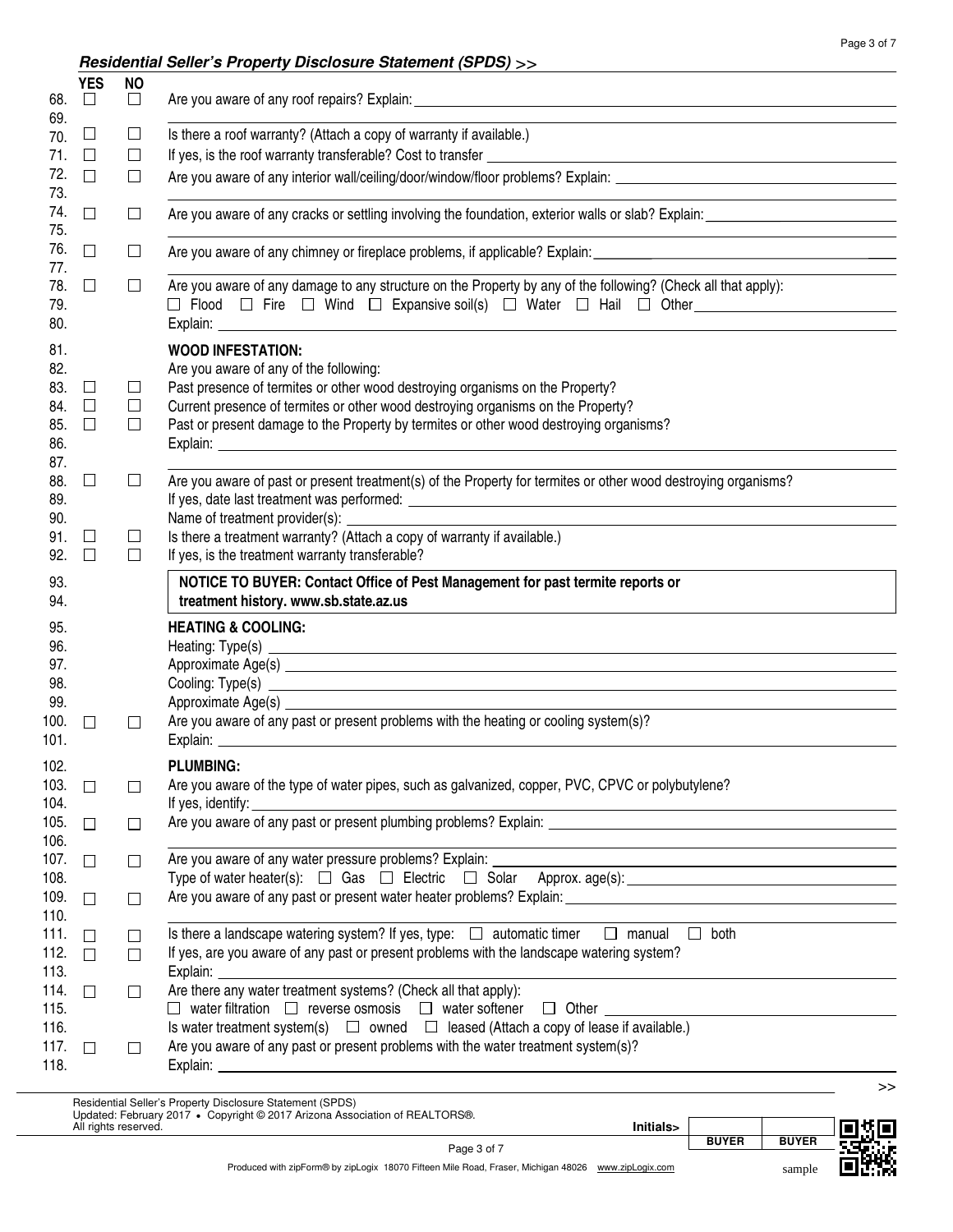***Residential Seller's Property Disclosure Statement (SPDS) >>***

| | YES | NO | |
|---|---|---|---|
| 68. | ☐ | ☐ | Are you aware of any roof repairs? Explain: |
| 69. | | | |
| 70. | ☐ | ☐ | Is there a roof warranty? (Attach a copy of warranty if available.) |
| 71. | ☐ | ☐ | If yes, is the roof warranty transferable? Cost to transfer |
| 72. | ☐ | ☐ | Are you aware of any interior wall/ceiling/door/window/floor problems? Explain: |
| 73. | | | |
| 74. | ☐ | ☐ | Are you aware of any cracks or settling involving the foundation, exterior walls or slab? Explain: |
| 75. | | | |
| 76. | ☐ | ☐ | Are you aware of any chimney or fireplace problems, if applicable? Explain: |
| 77. | | | |
| 78. | ☐ | ☐ | Are you aware of any damage to any structure on the Property by any of the following? (Check all that apply): |
| 79. | | | ☐ Flood ☐ Fire ☐ Wind ☐ Expansive soil(s) ☐ Water ☐ Hail ☐ Other |
| 80. | | | Explain: |
| 81. | | | **WOOD INFESTATION:** |
| 82. | | | Are you aware of any of the following: |
| 83. | ☐ | ☐ | Past presence of termites or other wood destroying organisms on the Property? |
| 84. | ☐ | ☐ | Current presence of termites or other wood destroying organisms on the Property? |
| 85. | ☐ | ☐ | Past or present damage to the Property by termites or other wood destroying organisms? |
| 86. | | | Explain: |
| 87. | | | |
| 88. | ☐ | ☐ | Are you aware of past or present treatment(s) of the Property for termites or other wood destroying organisms? |
| 89. | | | If yes, date last treatment was performed: |
| 90. | | | Name of treatment provider(s): |
| 91. | ☐ | ☐ | Is there a treatment warranty? (Attach a copy of warranty if available.) |
| 92. | ☐ | ☐ | If yes, is the treatment warranty transferable? |
| 93. | | | **NOTICE TO BUYER: Contact Office of Pest Management for past termite reports or** |
| 94. | | | **treatment history. www.sb.state.az.us** |
| 95. | | | **HEATING & COOLING:** |
| 96. | | | Heating: Type(s) |
| 97. | | | Approximate Age(s) |
| 98. | | | Cooling: Type(s) |
| 99. | | | Approximate Age(s) |
| 100. | ☐ | ☐ | Are you aware of any past or present problems with the heating or cooling system(s)? |
| 101. | | | Explain: |
| 102. | | | **PLUMBING:** |
| 103. | ☐ | ☐ | Are you aware of the type of water pipes, such as galvanized, copper, PVC, CPVC or polybutylene? |
| 104. | | | If yes, identify: |
| 105. | ☐ | ☐ | Are you aware of any past or present plumbing problems? Explain: |
| 106. | | | |
| 107. | ☐ | ☐ | Are you aware of any water pressure problems? Explain: |
| 108. | | | Type of water heater(s): ☐ Gas ☐ Electric ☐ Solar Approx. age(s): |
| 109. | ☐ | ☐ | Are you aware of any past or present water heater problems? Explain: |
| 110. | | | |
| 111. | ☐ | ☐ | Is there a landscape watering system? If yes, type: ☐ automatic timer ☐ manual ☐ both |
| 112. | ☐ | ☐ | If yes, are you aware of any past or present problems with the landscape watering system? |
| 113. | | | Explain: |
| 114. | ☐ | ☐ | Are there any water treatment systems? (Check all that apply): |
| 115. | | | ☐ water filtration ☐ reverse osmosis ☐ water softener ☐ Other |
| 116. | | | Is water treatment system(s) ☐ owned ☐ leased (Attach a copy of lease if available.) |
| 117. | ☐ | ☐ | Are you aware of any past or present problems with the water treatment system(s)? |
| 118. | | | Explain: |

>>

Residential Seller's Property Disclosure Statement (SPDS)
Updated: February 2017 • Copyright © 2017 Arizona Association of REALTORS®.
All rights reserved.

Initials> | BUYER | BUYER

Produced with zipForm® by zipLogix 18070 Fifteen Mile Road, Fraser, Michigan 48026 www.zipLogix.com sample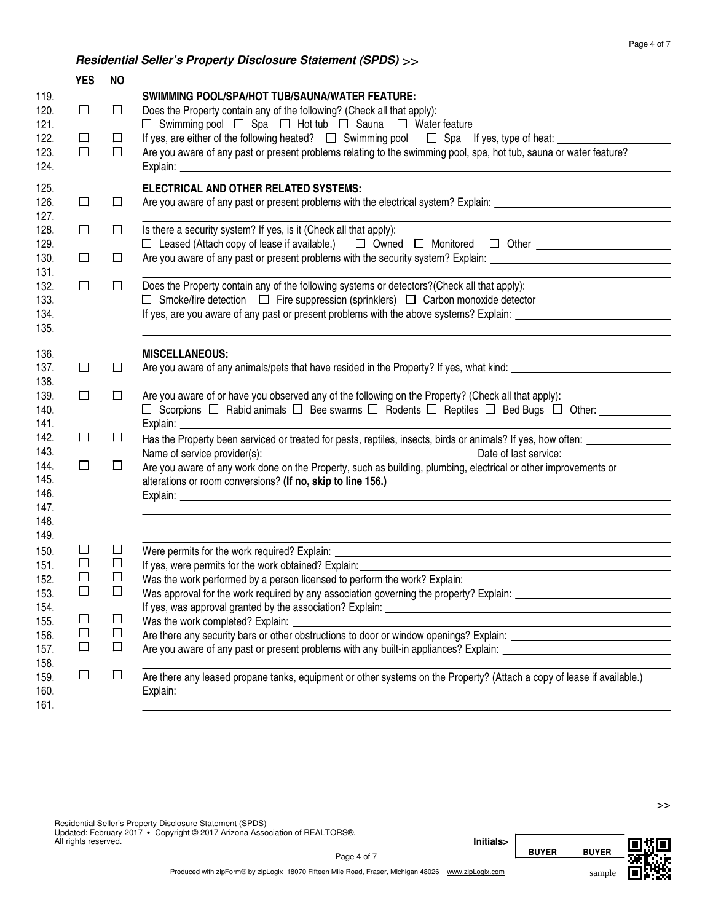*Residential Seller's Property Disclosure Statement (SPDS)* >>

| | YES | NO | |
|---|---|---|---|
| 119. | | | **SWIMMING POOL/SPA/HOT TUB/SAUNA/WATER FEATURE:** |
| 120. | ☐ | ☐ | Does the Property contain any of the following? (Check all that apply): |
| 121. | | | ☐ Swimming pool ☐ Spa ☐ Hot tub ☐ Sauna ☐ Water feature |
| 122. | ☐ | ☐ | If yes, are either of the following heated? ☐ Swimming pool ☐ Spa If yes, type of heat: ______ |
| 123. | ☐ | ☐ | Are you aware of any past or present problems relating to the swimming pool, spa, hot tub, sauna or water feature? |
| 124. | | | Explain: ______ |
| 125. | | | **ELECTRICAL AND OTHER RELATED SYSTEMS:** |
| 126. | ☐ | ☐ | Are you aware of any past or present problems with the electrical system? Explain: ______ |
| 127. | | | ______ |
| 128. | ☐ | ☐ | Is there a security system? If yes, is it (Check all that apply): |
| 129. | | | ☐ Leased (Attach copy of lease if available.) ☐ Owned ☐ Monitored ☐ Other ______ |
| 130. | ☐ | ☐ | Are you aware of any past or present problems with the security system? Explain: ______ |
| 131. | | | ______ |
| 132. | ☐ | ☐ | Does the Property contain any of the following systems or detectors?(Check all that apply): |
| 133. | | | ☐ Smoke/fire detection ☐ Fire suppression (sprinklers) ☐ Carbon monoxide detector |
| 134. | | | If yes, are you aware of any past or present problems with the above systems? Explain: ______ |
| 135. | | | ______ |
| 136. | | | **MISCELLANEOUS:** |
| 137. | ☐ | ☐ | Are you aware of any animals/pets that have resided in the Property? If yes, what kind: ______ |
| 138. | | | ______ |
| 139. | ☐ | ☐ | Are you aware of or have you observed any of the following on the Property? (Check all that apply): |
| 140. | | | ☐ Scorpions ☐ Rabid animals ☐ Bee swarms ☐ Rodents ☐ Reptiles ☐ Bed Bugs ☐ Other: ______ |
| 141. | | | Explain: ______ |
| 142. | ☐ | ☐ | Has the Property been serviced or treated for pests, reptiles, insects, birds or animals? If yes, how often: ______ |
| 143. | | | Name of service provider(s): ______ Date of last service: ______ |
| 144. | ☐ | ☐ | Are you aware of any work done on the Property, such as building, plumbing, electrical or other improvements or |
| 145. | | | alterations or room conversions? **(If no, skip to line 156.)** |
| 146. | | | Explain: ______ |
| 147. | | | ______ |
| 148. | | | ______ |
| 149. | | | ______ |
| 150. | ☐ | ☐ | Were permits for the work required? Explain: ______ |
| 151. | ☐ | ☐ | If yes, were permits for the work obtained? Explain: ______ |
| 152. | ☐ | ☐ | Was the work performed by a person licensed to perform the work? Explain: ______ |
| 153. | ☐ | ☐ | Was approval for the work required by any association governing the property? Explain: ______ |
| 154. | | | If yes, was approval granted by the association? Explain: ______ |
| 155. | ☐ | ☐ | Was the work completed? Explain: ______ |
| 156. | ☐ | ☐ | Are there any security bars or other obstructions to door or window openings? Explain: ______ |
| 157. | ☐ | ☐ | Are you aware of any past or present problems with any built-in appliances? Explain: ______ |
| 158. | | | ______ |
| 159. | ☐ | ☐ | Are there any leased propane tanks, equipment or other systems on the Property? (Attach a copy of lease if available.) |
| 160. | | | Explain: ______ |
| 161. | | | ______ |

Residential Seller's Property Disclosure Statement (SPDS)
Updated: February 2017 • Copyright © 2017 Arizona Association of REALTORS®.
All rights reserved.

Initials> BUYER BUYER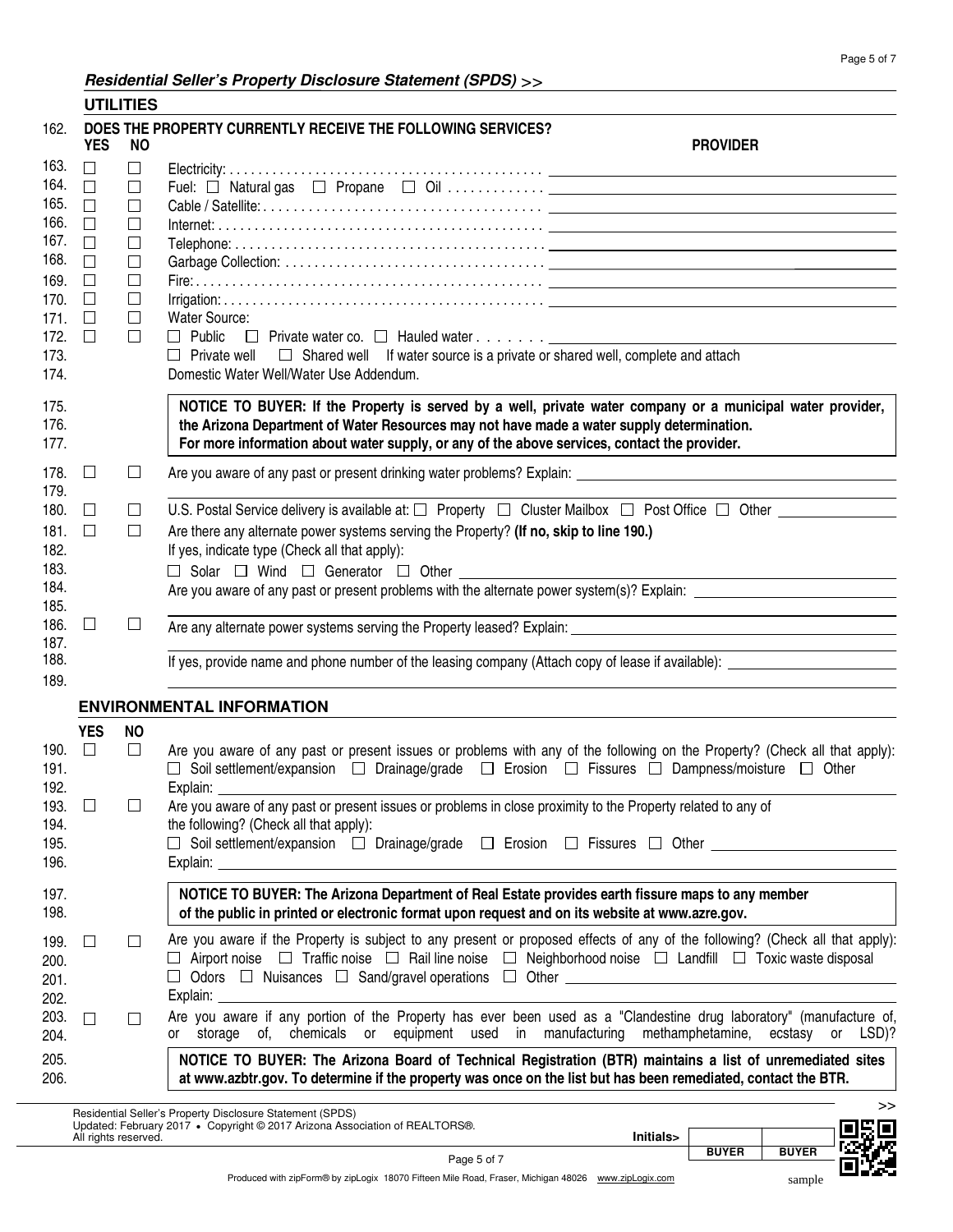***Residential Seller's Property Disclosure Statement (SPDS) >>***

## UTILITIES

162. **DOES THE PROPERTY CURRENTLY RECEIVE THE FOLLOWING SERVICES?**

| Line | YES | NO | Service | PROVIDER |
|---|---|---|---|---|
| 163. | ☐ | ☐ | Electricity: | |
| 164. | ☐ | ☐ | Fuel: ☐ Natural gas ☐ Propane ☐ Oil | |
| 165. | ☐ | ☐ | Cable / Satellite: | |
| 166. | ☐ | ☐ | Internet: | |
| 167. | ☐ | ☐ | Telephone: | |
| 168. | ☐ | ☐ | Garbage Collection: | |
| 169. | ☐ | ☐ | Fire: | |
| 170. | ☐ | ☐ | Irrigation: | |
| 171. | ☐ | ☐ | Water Source: | |
| 172. | ☐ | ☐ | ☐ Public ☐ Private water co. ☐ Hauled water | |

173. ☐ Private well ☐ Shared well If water source is a private or shared well, complete and attach
174. Domestic Water Well/Water Use Addendum.

175.–177. **NOTICE TO BUYER: If the Property is served by a well, private water company or a municipal water provider, the Arizona Department of Water Resources may not have made a water supply determination. For more information about water supply, or any of the above services, contact the provider.**

178. ☐ YES ☐ NO Are you aware of any past or present drinking water problems? Explain: ______
179. ______

180. ☐ YES ☐ NO U.S. Postal Service delivery is available at: ☐ Property ☐ Cluster Mailbox ☐ Post Office ☐ Other ______

181. ☐ YES ☐ NO Are there any alternate power systems serving the Property? **(If no, skip to line 190.)**
182. If yes, indicate type (Check all that apply):
183. ☐ Solar ☐ Wind ☐ Generator ☐ Other ______
184. Are you aware of any past or present problems with the alternate power system(s)? Explain: ______
185. ______

186. ☐ YES ☐ NO Are any alternate power systems serving the Property leased? Explain: ______
187. ______
188. If yes, provide name and phone number of the leasing company (Attach copy of lease if available): ______
189. ______

## ENVIRONMENTAL INFORMATION

190. ☐ YES ☐ NO Are you aware of any past or present issues or problems with any of the following on the Property? (Check all that apply):
191. ☐ Soil settlement/expansion ☐ Drainage/grade ☐ Erosion ☐ Fissures ☐ Dampness/moisture ☐ Other
192. Explain: ______

193. ☐ YES ☐ NO Are you aware of any past or present issues or problems in close proximity to the Property related to any of
194. the following? (Check all that apply):
195. ☐ Soil settlement/expansion ☐ Drainage/grade ☐ Erosion ☐ Fissures ☐ Other ______
196. Explain: ______

197.–198. **NOTICE TO BUYER: The Arizona Department of Real Estate provides earth fissure maps to any member of the public in printed or electronic format upon request and on its website at www.azre.gov.**

199. ☐ YES ☐ NO Are you aware if the Property is subject to any present or proposed effects of any of the following? (Check all that apply):
200. ☐ Airport noise ☐ Traffic noise ☐ Rail line noise ☐ Neighborhood noise ☐ Landfill ☐ Toxic waste disposal
201. ☐ Odors ☐ Nuisances ☐ Sand/gravel operations ☐ Other ______
202. Explain: ______

203. ☐ YES ☐ NO Are you aware if any portion of the Property has ever been used as a "Clandestine drug laboratory" (manufacture of,
204. or storage of, chemicals or equipment used in manufacturing methamphetamine, ecstasy or LSD)?

205.–206. **NOTICE TO BUYER: The Arizona Board of Technical Registration (BTR) maintains a list of unremediated sites at www.azbtr.gov. To determine if the property was once on the list but has been remediated, contact the BTR.**

Residential Seller's Property Disclosure Statement (SPDS)
Updated: February 2017 • Copyright © 2017 Arizona Association of REALTORS®.
All rights reserved.

Initials> ______ BUYER ______ BUYER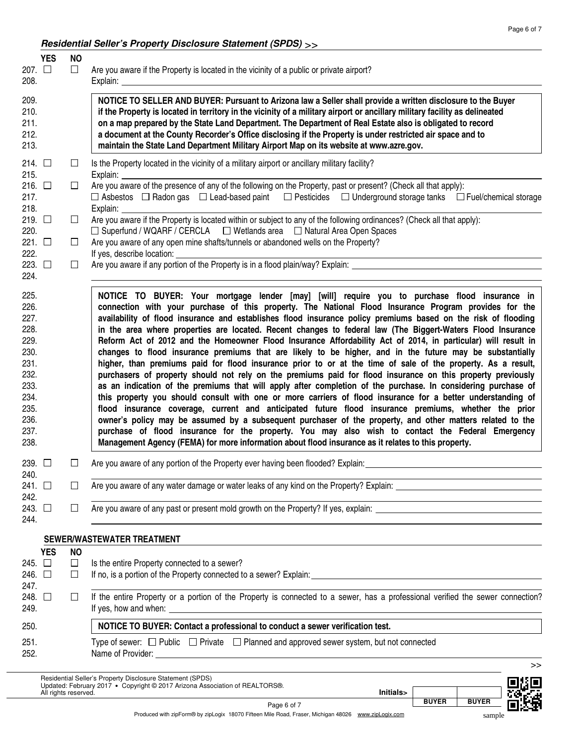## *Residential Seller's Property Disclosure Statement (SPDS)* >>

| | YES | NO | |
|---|---|---|---|
| 207. | ☐ | ☐ | Are you aware if the Property is located in the vicinity of a public or private airport? |
| 208. | | | Explain: |

209.–213. **NOTICE TO SELLER AND BUYER: Pursuant to Arizona law a Seller shall provide a written disclosure to the Buyer if the Property is located in territory in the vicinity of a military airport or ancillary military facility as delineated on a map prepared by the State Land Department. The Department of Real Estate also is obligated to record a document at the County Recorder's Office disclosing if the Property is under restricted air space and to maintain the State Land Department Military Airport Map on its website at www.azre.gov.**

| | YES | NO | |
|---|---|---|---|
| 214. | ☐ | ☐ | Is the Property located in the vicinity of a military airport or ancillary military facility? |
| 215. | | | Explain: |
| 216. | ☐ | ☐ | Are you aware of the presence of any of the following on the Property, past or present? (Check all that apply): |
| 217. | | | ☐ Asbestos ☐ Radon gas ☐ Lead-based paint ☐ Pesticides ☐ Underground storage tanks ☐ Fuel/chemical storage |
| 218. | | | Explain: |
| 219. | ☐ | ☐ | Are you aware if the Property is located within or subject to any of the following ordinances? (Check all that apply): |
| 220. | | | ☐ Superfund / WQARF / CERCLA ☐ Wetlands area ☐ Natural Area Open Spaces |
| 221. | ☐ | ☐ | Are you aware of any open mine shafts/tunnels or abandoned wells on the Property? |
| 222. | | | If yes, describe location: |
| 223. | ☐ | ☐ | Are you aware if any portion of the Property is in a flood plain/way? Explain: |
| 224. | | | |

225.–238. **NOTICE TO BUYER: Your mortgage lender [may] [will] require you to purchase flood insurance in connection with your purchase of this property. The National Flood Insurance Program provides for the availability of flood insurance and establishes flood insurance policy premiums based on the risk of flooding in the area where properties are located. Recent changes to federal law (The Biggert-Waters Flood Insurance Reform Act of 2012 and the Homeowner Flood Insurance Affordability Act of 2014, in particular) will result in changes to flood insurance premiums that are likely to be higher, and in the future may be substantially higher, than premiums paid for flood insurance prior to or at the time of sale of the property. As a result, purchasers of property should not rely on the premiums paid for flood insurance on this property previously as an indication of the premiums that will apply after completion of the purchase. In considering purchase of this property you should consult with one or more carriers of flood insurance for a better understanding of flood insurance coverage, current and anticipated future flood insurance premiums, whether the prior owner's policy may be assumed by a subsequent purchaser of the property, and other matters related to the purchase of flood insurance for the property. You may also wish to contact the Federal Emergency Management Agency (FEMA) for more information about flood insurance as it relates to this property.**

| | YES | NO | |
|---|---|---|---|
| 239. | ☐ | ☐ | Are you aware of any portion of the Property ever having been flooded? Explain: |
| 240. | | | |
| 241. | ☐ | ☐ | Are you aware of any water damage or water leaks of any kind on the Property? Explain: |
| 242. | | | |
| 243. | ☐ | ☐ | Are you aware of any past or present mold growth on the Property? If yes, explain: |
| 244. | | | |

### SEWER/WASTEWATER TREATMENT

| | YES | NO | |
|---|---|---|---|
| 245. | ☐ | ☐ | Is the entire Property connected to a sewer? |
| 246. | ☐ | ☐ | If no, is a portion of the Property connected to a sewer? Explain: |
| 247. | | | |
| 248. | ☐ | ☐ | If the entire Property or a portion of the Property is connected to a sewer, has a professional verified the sewer connection? |
| 249. | | | If yes, how and when: |

250. **NOTICE TO BUYER: Contact a professional to conduct a sewer verification test.**

251. Type of sewer: ☐ Public ☐ Private ☐ Planned and approved sewer system, but not connected

252. Name of Provider:

>>

Residential Seller's Property Disclosure Statement (SPDS)
Updated: February 2017 • Copyright © 2017 Arizona Association of REALTORS®.
All rights reserved.

Initials> BUYER BUYER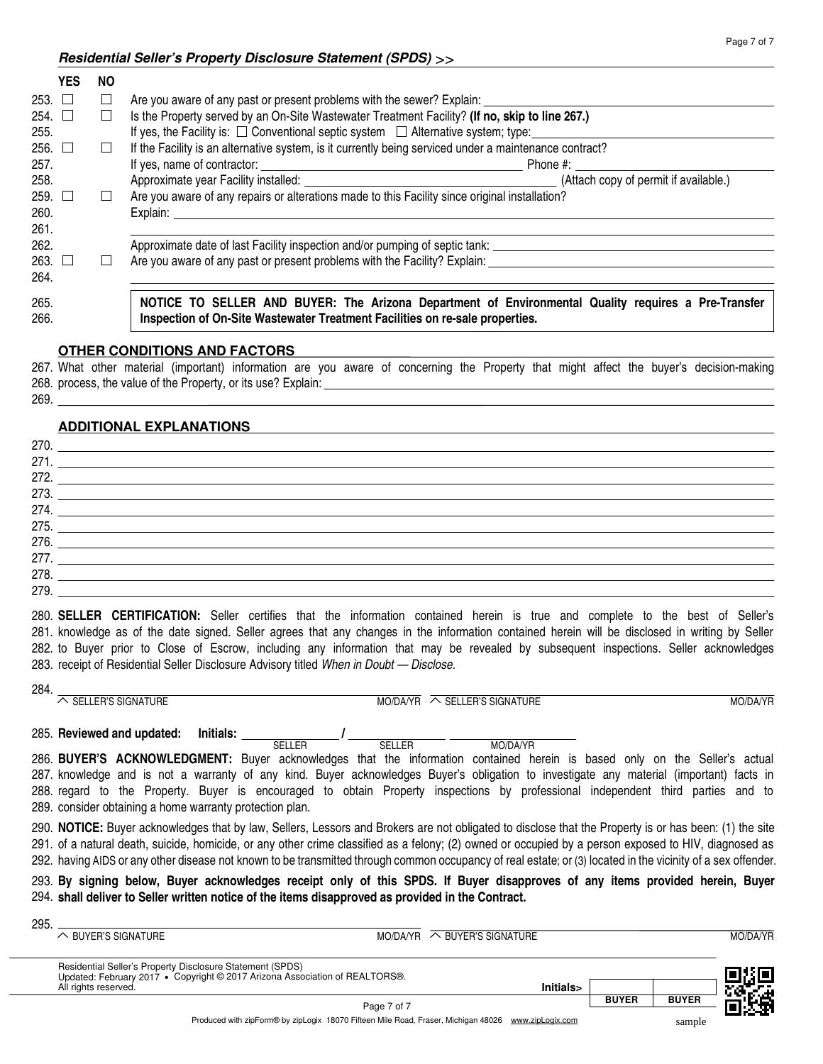| | YES | NO | |
|---|---|---|---|
| 253. | ☐ | ☐ | Are you aware of any past or present problems with the sewer? Explain: ____________ |
| 254. | ☐ | ☐ | Is the Property served by an On-Site Wastewater Treatment Facility? **(If no, skip to line 267.)** |
| 255. | | | If yes, the Facility is: ☐ Conventional septic system ☐ Alternative system; type: ____________ |
| 256. | ☐ | ☐ | If the Facility is an alternative system, is it currently being serviced under a maintenance contract? |
| 257. | | | If yes, name of contractor: ____________ Phone #: ____________ |
| 258. | | | Approximate year Facility installed: ____________ (Attach copy of permit if available.) |
| 259. | ☐ | ☐ | Are you aware of any repairs or alterations made to this Facility since original installation? |
| 260. | | | Explain: ____________ |
| 261. | | | ____________ |
| 262. | | | Approximate date of last Facility inspection and/or pumping of septic tank: ____________ |
| 263. | ☐ | ☐ | Are you aware of any past or present problems with the Facility? Explain: ____________ |
| 264. | | | ____________ |

265. **NOTICE TO SELLER AND BUYER: The Arizona Department of Environmental Quality requires a Pre-Transfer**
266. **Inspection of On-Site Wastewater Treatment Facilities on re-sale properties.**

## OTHER CONDITIONS AND FACTORS

267. What other material (important) information are you aware of concerning the Property that might affect the buyer's decision-making
268. process, the value of the Property, or its use? Explain: ____________
269. ____________

## ADDITIONAL EXPLANATIONS

270. ____________
271. ____________
272. ____________
273. ____________
274. ____________
275. ____________
276. ____________
277. ____________
278. ____________
279. ____________

280. **SELLER CERTIFICATION:** Seller certifies that the information contained herein is true and complete to the best of Seller's
281. knowledge as of the date signed. Seller agrees that any changes in the information contained herein will be disclosed in writing by Seller
282. to Buyer prior to Close of Escrow, including any information that may be revealed by subsequent inspections. Seller acknowledges
283. receipt of Residential Seller Disclosure Advisory titled *When in Doubt — Disclose.*

284. ____________ ^ SELLER'S SIGNATURE ____ MO/DA/YR ____________ ^ SELLER'S SIGNATURE ____ MO/DA/YR

285. **Reviewed and updated: Initials:** ________ SELLER / ________ SELLER ________ MO/DA/YR

286. **BUYER'S ACKNOWLEDGMENT:** Buyer acknowledges that the information contained herein is based only on the Seller's actual
287. knowledge and is not a warranty of any kind. Buyer acknowledges Buyer's obligation to investigate any material (important) facts in
288. regard to the Property. Buyer is encouraged to obtain Property inspections by professional independent third parties and to
289. consider obtaining a home warranty protection plan.

290. **NOTICE:** Buyer acknowledges that by law, Sellers, Lessors and Brokers are not obligated to disclose that the Property is or has been: (1) the site
291. of a natural death, suicide, homicide, or any other crime classified as a felony; (2) owned or occupied by a person exposed to HIV, diagnosed as
292. having AIDS or any other disease not known to be transmitted through common occupancy of real estate; or (3) located in the vicinity of a sex offender.

293. **By signing below, Buyer acknowledges receipt only of this SPDS. If Buyer disapproves of any items provided herein, Buyer**
294. **shall deliver to Seller written notice of the items disapproved as provided in the Contract.**

295. ____________ ^ BUYER'S SIGNATURE ____ MO/DA/YR ____________ ^ BUYER'S SIGNATURE ____ MO/DA/YR

Residential Seller's Property Disclosure Statement (SPDS)
Updated: February 2017 • Copyright © 2017 Arizona Association of REALTORS®.
All rights reserved.

Initials> ________ BUYER ________ BUYER